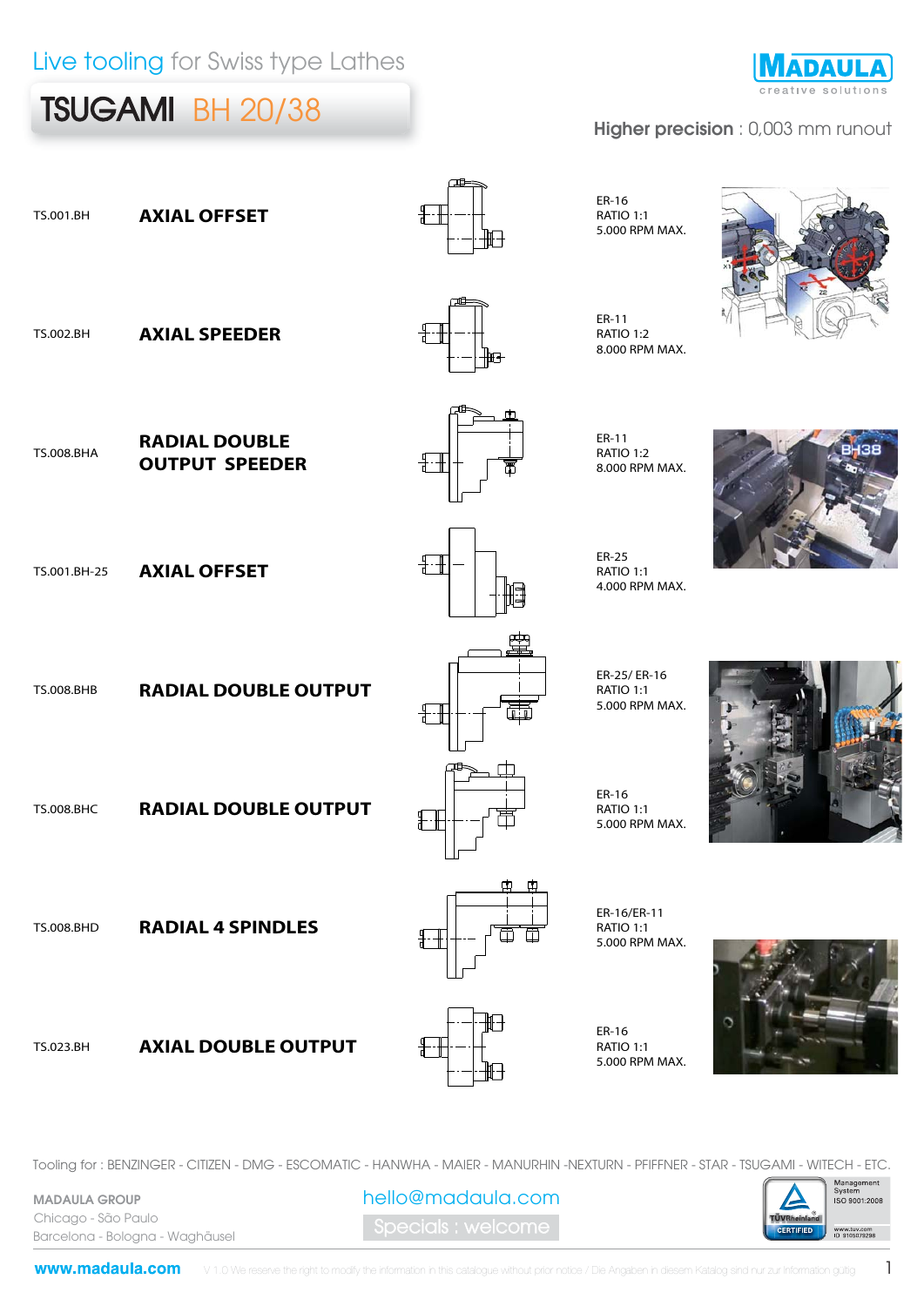Live tooling for Swiss type Lathes

# TSUGAMI BH 20/38

MADAULA
creative solutions

**Higher precision** : 0,003 mm runout

| | | |
|---|---|---|
| TS.001.BH | **AXIAL OFFSET** | ER-16<br>RATIO 1:1<br>5.000 RPM MAX. |
| TS.002.BH | **AXIAL SPEEDER** | ER-11<br>RATIO 1:2<br>8.000 RPM MAX. |
| TS.008.BHA | **RADIAL DOUBLE OUTPUT SPEEDER** | ER-11<br>RATIO 1:2<br>8.000 RPM MAX. |
| TS.001.BH-25 | **AXIAL OFFSET** | ER-25<br>RATIO 1:1<br>4.000 RPM MAX. |
| TS.008.BHB | **RADIAL DOUBLE OUTPUT** | ER-25/ ER-16<br>RATIO 1:1<br>5.000 RPM MAX. |
| TS.008.BHC | **RADIAL DOUBLE OUTPUT** | ER-16<br>RATIO 1:1<br>5.000 RPM MAX. |
| TS.008.BHD | **RADIAL 4 SPINDLES** | ER-16/ER-11<br>RATIO 1:1<br>5.000 RPM MAX. |
| TS.023.BH | **AXIAL DOUBLE OUTPUT** | ER-16<br>RATIO 1:1<br>5.000 RPM MAX. |

Tooling for : BENZINGER - CITIZEN - DMG - ESCOMATIC - HANWHA - MAIER - MANURHIN -NEXTURN - PFIFFNER - STAR - TSUGAMI - WITECH - ETC.

MADAULA GROUP
Chicago - São Paulo
Barcelona - Bologna - Waghäusel

hello@madaula.com
Specials : welcome

Management System ISO 9001:2008
TÜV Rheinland CERTIFIED
www.tuv.com ID 9105079298

www.madaula.com V 1.0 We reserve the right to modify the information in this catalogue without prior notice / Die Angaben in diesem Katalog sind nur zur Information gültig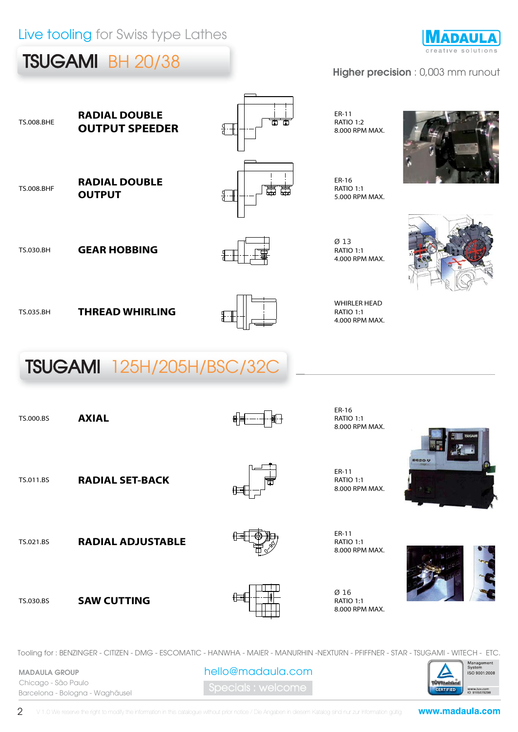# Live tooling for Swiss type Lathes

MADAULA
creative solutions

## TSUGAMI BH 20/38

**Higher precision** : 0,003 mm runout

| | | |
|---|---|---|
| TS.008.BHE | **RADIAL DOUBLE OUTPUT SPEEDER** | ER-11<br>RATIO 1:2<br>8.000 RPM MAX. |
| TS.008.BHF | **RADIAL DOUBLE OUTPUT** | ER-16<br>RATIO 1:1<br>5.000 RPM MAX. |
| TS.030.BH | **GEAR HOBBING** | Ø 13<br>RATIO 1:1<br>4.000 RPM MAX. |
| TS.035.BH | **THREAD WHIRLING** | WHIRLER HEAD<br>RATIO 1:1<br>4.000 RPM MAX. |

## TSUGAMI 125H/205H/BSC/32C

| | | |
|---|---|---|
| TS.000.BS | **AXIAL** | ER-16<br>RATIO 1:1<br>8.000 RPM MAX. |
| TS.011.BS | **RADIAL SET-BACK** | ER-11<br>RATIO 1:1<br>8.000 RPM MAX. |
| TS.021.BS | **RADIAL ADJUSTABLE** | ER-11<br>RATIO 1:1<br>8.000 RPM MAX. |
| TS.030.BS | **SAW CUTTING** | Ø 16<br>RATIO 1:1<br>8.000 RPM MAX. |

Tooling for : BENZINGER - CITIZEN - DMG - ESCOMATIC - HANWHA - MAIER - MANURHIN -NEXTURN - PFIFFNER - STAR - TSUGAMI - WITECH - ETC.

MADAULA GROUP
Chicago - São Paulo
Barcelona - Bologna - Waghäusel

hello@madaula.com
Specials : welcome

TÜVRheinland CERTIFIED
Management System ISO 9001:2008
www.tuv.com ID 9105079298

V 1.0 We reserve the right to modify the information in this catalogue without prior notice / Die Angaben in diesem Katalog sind nur zur Information gültig

www.madaula.com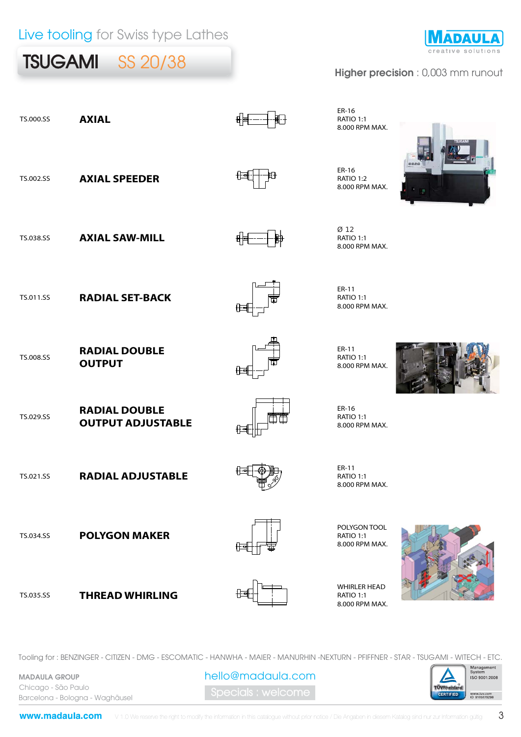# Live tooling for Swiss type Lathes

## TSUGAMI SS 20/38

**Higher precision** : 0,003 mm runout

| | | |
|---|---|---|
| TS.000.SS | **AXIAL** | ER-16<br>RATIO 1:1<br>8.000 RPM MAX. |
| TS.002.SS | **AXIAL SPEEDER** | ER-16<br>RATIO 1:2<br>8.000 RPM MAX. |
| TS.038.SS | **AXIAL SAW-MILL** | Ø 12<br>RATIO 1:1<br>8.000 RPM MAX. |
| TS.011.SS | **RADIAL SET-BACK** | ER-11<br>RATIO 1:1<br>8.000 RPM MAX. |
| TS.008.SS | **RADIAL DOUBLE OUTPUT** | ER-11<br>RATIO 1:1<br>8.000 RPM MAX. |
| TS.029.SS | **RADIAL DOUBLE OUTPUT ADJUSTABLE** | ER-16<br>RATIO 1:1<br>8.000 RPM MAX. |
| TS.021.SS | **RADIAL ADJUSTABLE** | ER-11<br>RATIO 1:1<br>8.000 RPM MAX. |
| TS.034.SS | **POLYGON MAKER** | POLYGON TOOL<br>RATIO 1:1<br>8.000 RPM MAX. |
| TS.035.SS | **THREAD WHIRLING** | WHIRLER HEAD<br>RATIO 1:1<br>8.000 RPM MAX. |

Tooling for : BENZINGER - CITIZEN - DMG - ESCOMATIC - HANWHA - MAIER - MANURHIN -NEXTURN - PFIFFNER - STAR - TSUGAMI - WITECH - ETC.

**MADAULA GROUP**
Chicago - São Paulo
Barcelona - Bologna - Waghäusel

hello@madaula.com
Specials : welcome

www.madaula.com V 1.0 We reserve the right to modify the information in this catalogue without prior notice / Die Angaben in diesem Katalog sind nur zur Information gültig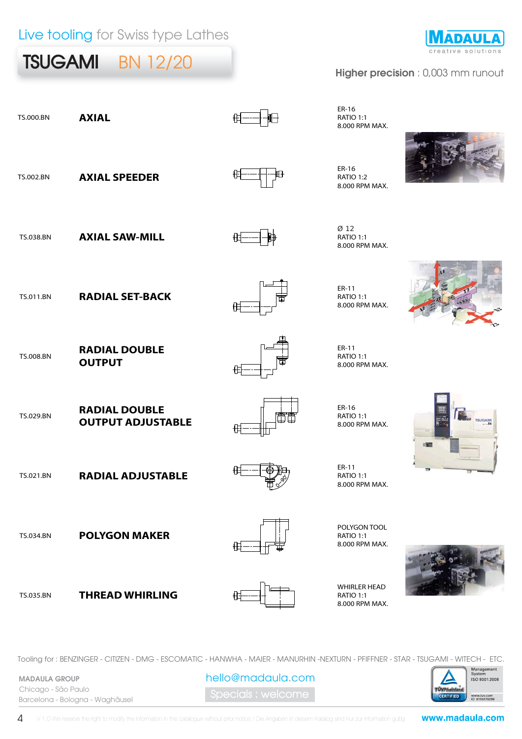# Live tooling for Swiss type Lathes

## TSUGAMI BN 12/20

MADAULA
creative solutions

**Higher precision** : 0,003 mm runout

| | | |
|---|---|---|
| TS.000.BN | **AXIAL** | ER-16<br>RATIO 1:1<br>8.000 RPM MAX. |
| TS.002.BN | **AXIAL SPEEDER** | ER-16<br>RATIO 1:2<br>8.000 RPM MAX. |
| TS.038.BN | **AXIAL SAW-MILL** | Ø 12<br>RATIO 1:1<br>8.000 RPM MAX. |
| TS.011.BN | **RADIAL SET-BACK** | ER-11<br>RATIO 1:1<br>8.000 RPM MAX. |
| TS.008.BN | **RADIAL DOUBLE OUTPUT** | ER-11<br>RATIO 1:1<br>8.000 RPM MAX. |
| TS.029.BN | **RADIAL DOUBLE OUTPUT ADJUSTABLE** | ER-16<br>RATIO 1:1<br>8.000 RPM MAX. |
| TS.021.BN | **RADIAL ADJUSTABLE** | ER-11<br>RATIO 1:1<br>8.000 RPM MAX. |
| TS.034.BN | **POLYGON MAKER** | POLYGON TOOL<br>RATIO 1:1<br>8.000 RPM MAX. |
| TS.035.BN | **THREAD WHIRLING** | WHIRLER HEAD<br>RATIO 1:1<br>8.000 RPM MAX. |

Tooling for : BENZINGER - CITIZEN - DMG - ESCOMATIC - HANWHA - MAIER - MANURHIN -NEXTURN - PFIFFNER - STAR - TSUGAMI - WITECH - ETC.

**MADAULA GROUP**
Chicago - São Paulo
Barcelona - Bologna - Waghäusel

hello@madaula.com
Specials : welcome

Management System ISO 9001:2008
TÜV Rheinland CERTIFIED
www.tuv.com ID 9105079298

V 1.0 We reserve the right to modify the information in this catalogue without prior notice / Die Angaben in diesem Katalog sind nur zur Information gültig

www.madaula.com